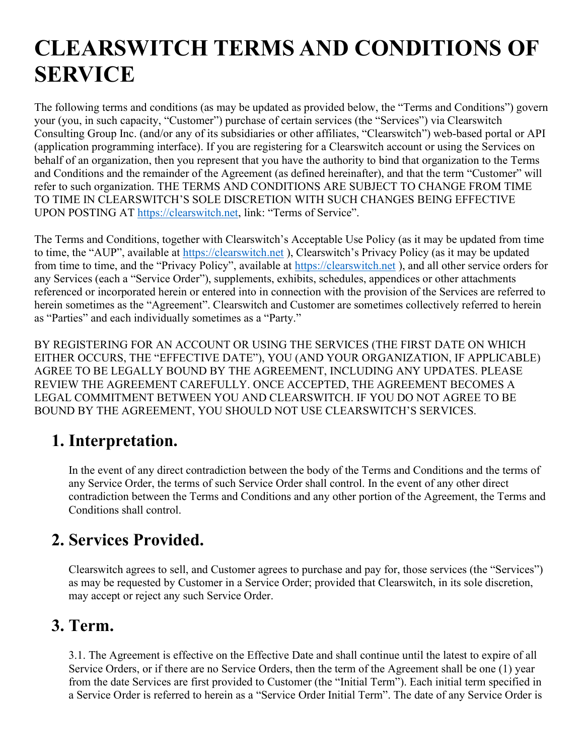# CLEARSWITCH TERMS AND CONDITIONS OF SERVICE

The following terms and conditions (as may be updated as provided below, the "Terms and Conditions") govern your (you, in such capacity, "Customer") purchase of certain services (the "Services") via Clearswitch Consulting Group Inc. (and/or any of its subsidiaries or other affiliates, "Clearswitch") web-based portal or API (application programming interface). If you are registering for a Clearswitch account or using the Services on behalf of an organization, then you represent that you have the authority to bind that organization to the Terms and Conditions and the remainder of the Agreement (as defined hereinafter), and that the term "Customer" will refer to such organization. THE TERMS AND CONDITIONS ARE SUBJECT TO CHANGE FROM TIME TO TIME IN CLEARSWITCH'S SOLE DISCRETION WITH SUCH CHANGES BEING EFFECTIVE UPON POSTING AT [https://clearswitch.net](https://clearswitch.net), link: "Terms of Service".

The Terms and Conditions, together with Clearswitch's Acceptable Use Policy (as it may be updated from time to time, the "AUP", available at [https://clearswitch.net](https://clearswitch.net) ), Clearswitch's Privacy Policy (as it may be updated from time to time, and the "Privacy Policy", available at [https://clearswitch.net](https://clearswitch.net) ), and all other service orders for any Services (each a "Service Order"), supplements, exhibits, schedules, appendices or other attachments referenced or incorporated herein or entered into in connection with the provision of the Services are referred to herein sometimes as the "Agreement". Clearswitch and Customer are sometimes collectively referred to herein as "Parties" and each individually sometimes as a "Party."

BY REGISTERING FOR AN ACCOUNT OR USING THE SERVICES (THE FIRST DATE ON WHICH EITHER OCCURS, THE "EFFECTIVE DATE"), YOU (AND YOUR ORGANIZATION, IF APPLICABLE) AGREE TO BE LEGALLY BOUND BY THE AGREEMENT, INCLUDING ANY UPDATES. PLEASE REVIEW THE AGREEMENT CAREFULLY. ONCE ACCEPTED, THE AGREEMENT BECOMES A LEGAL COMMITMENT BETWEEN YOU AND CLEARSWITCH. IF YOU DO NOT AGREE TO BE BOUND BY THE AGREEMENT, YOU SHOULD NOT USE CLEARSWITCH'S SERVICES.

## 1. Interpretation.

In the event of any direct contradiction between the body of the Terms and Conditions and the terms of any Service Order, the terms of such Service Order shall control. In the event of any other direct contradiction between the Terms and Conditions and any other portion of the Agreement, the Terms and Conditions shall control.

## 2. Services Provided.

Clearswitch agrees to sell, and Customer agrees to purchase and pay for, those services (the "Services") as may be requested by Customer in a Service Order; provided that Clearswitch, in its sole discretion, may accept or reject any such Service Order.

## 3. Term.

3.1. The Agreement is effective on the Effective Date and shall continue until the latest to expire of all Service Orders, or if there are no Service Orders, then the term of the Agreement shall be one (1) year from the date Services are first provided to Customer (the "Initial Term"). Each initial term specified in a Service Order is referred to herein as a "Service Order Initial Term". The date of any Service Order is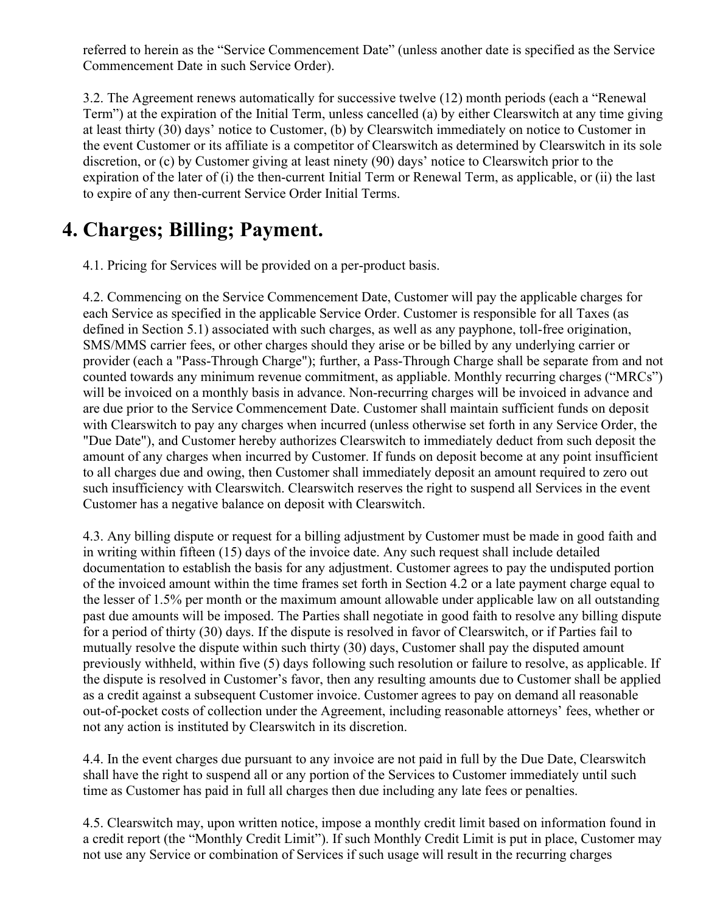referred to herein as the "Service Commencement Date" (unless another date is specified as the Service Commencement Date in such Service Order).

3.2. The Agreement renews automatically for successive twelve (12) month periods (each a "Renewal Term") at the expiration of the Initial Term, unless cancelled (a) by either Clearswitch at any time giving at least thirty (30) days' notice to Customer, (b) by Clearswitch immediately on notice to Customer in the event Customer or its affiliate is a competitor of Clearswitch as determined by Clearswitch in its sole discretion, or (c) by Customer giving at least ninety (90) days' notice to Clearswitch prior to the expiration of the later of (i) the then-current Initial Term or Renewal Term, as applicable, or (ii) the last to expire of any then-current Service Order Initial Terms.

# 4. Charges; Billing; Payment.

4.1. Pricing for Services will be provided on a per-product basis.

4.2. Commencing on the Service Commencement Date, Customer will pay the applicable charges for each Service as specified in the applicable Service Order. Customer is responsible for all Taxes (as defined in Section 5.1) associated with such charges, as well as any payphone, toll-free origination, SMS/MMS carrier fees, or other charges should they arise or be billed by any underlying carrier or provider (each a "Pass-Through Charge"); further, a Pass-Through Charge shall be separate from and not counted towards any minimum revenue commitment, as appliable. Monthly recurring charges ("MRCs") will be invoiced on a monthly basis in advance. Non-recurring charges will be invoiced in advance and are due prior to the Service Commencement Date. Customer shall maintain sufficient funds on deposit with Clearswitch to pay any charges when incurred (unless otherwise set forth in any Service Order, the "Due Date"), and Customer hereby authorizes Clearswitch to immediately deduct from such deposit the amount of any charges when incurred by Customer. If funds on deposit become at any point insufficient to all charges due and owing, then Customer shall immediately deposit an amount required to zero out such insufficiency with Clearswitch. Clearswitch reserves the right to suspend all Services in the event Customer has a negative balance on deposit with Clearswitch.

4.3. Any billing dispute or request for a billing adjustment by Customer must be made in good faith and in writing within fifteen (15) days of the invoice date. Any such request shall include detailed documentation to establish the basis for any adjustment. Customer agrees to pay the undisputed portion of the invoiced amount within the time frames set forth in Section 4.2 or a late payment charge equal to the lesser of 1.5% per month or the maximum amount allowable under applicable law on all outstanding past due amounts will be imposed. The Parties shall negotiate in good faith to resolve any billing dispute for a period of thirty (30) days. If the dispute is resolved in favor of Clearswitch, or if Parties fail to mutually resolve the dispute within such thirty (30) days, Customer shall pay the disputed amount previously withheld, within five (5) days following such resolution or failure to resolve, as applicable. If the dispute is resolved in Customer's favor, then any resulting amounts due to Customer shall be applied as a credit against a subsequent Customer invoice. Customer agrees to pay on demand all reasonable out-of-pocket costs of collection under the Agreement, including reasonable attorneys' fees, whether or not any action is instituted by Clearswitch in its discretion.

4.4. In the event charges due pursuant to any invoice are not paid in full by the Due Date, Clearswitch shall have the right to suspend all or any portion of the Services to Customer immediately until such time as Customer has paid in full all charges then due including any late fees or penalties.

4.5. Clearswitch may, upon written notice, impose a monthly credit limit based on information found in a credit report (the "Monthly Credit Limit"). If such Monthly Credit Limit is put in place, Customer may not use any Service or combination of Services if such usage will result in the recurring charges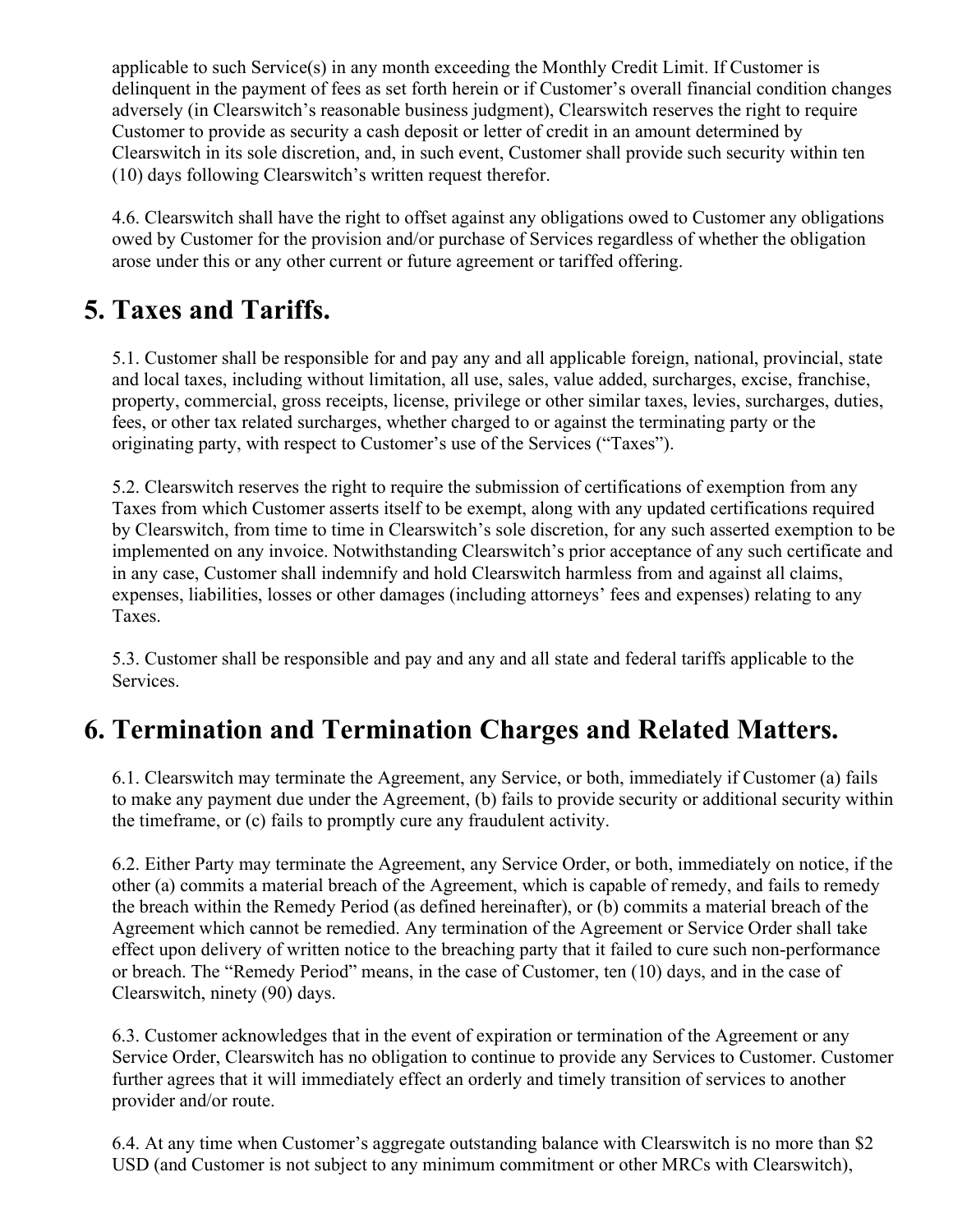applicable to such Service(s) in any month exceeding the Monthly Credit Limit. If Customer is delinquent in the payment of fees as set forth herein or if Customer's overall financial condition changes adversely (in Clearswitch's reasonable business judgment), Clearswitch reserves the right to require Customer to provide as security a cash deposit or letter of credit in an amount determined by Clearswitch in its sole discretion, and, in such event, Customer shall provide such security within ten (10) days following Clearswitch's written request therefor.

4.6. Clearswitch shall have the right to offset against any obligations owed to Customer any obligations owed by Customer for the provision and/or purchase of Services regardless of whether the obligation arose under this or any other current or future agreement or tariffed offering.

# 5. Taxes and Tariffs.

5.1. Customer shall be responsible for and pay any and all applicable foreign, national, provincial, state and local taxes, including without limitation, all use, sales, value added, surcharges, excise, franchise, property, commercial, gross receipts, license, privilege or other similar taxes, levies, surcharges, duties, fees, or other tax related surcharges, whether charged to or against the terminating party or the originating party, with respect to Customer's use of the Services ("Taxes").

5.2. Clearswitch reserves the right to require the submission of certifications of exemption from any Taxes from which Customer asserts itself to be exempt, along with any updated certifications required by Clearswitch, from time to time in Clearswitch's sole discretion, for any such asserted exemption to be implemented on any invoice. Notwithstanding Clearswitch's prior acceptance of any such certificate and in any case, Customer shall indemnify and hold Clearswitch harmless from and against all claims, expenses, liabilities, losses or other damages (including attorneys' fees and expenses) relating to any Taxes.

5.3. Customer shall be responsible and pay and any and all state and federal tariffs applicable to the Services.

# 6. Termination and Termination Charges and Related Matters.

6.1. Clearswitch may terminate the Agreement, any Service, or both, immediately if Customer (a) fails to make any payment due under the Agreement, (b) fails to provide security or additional security within the timeframe, or (c) fails to promptly cure any fraudulent activity.

6.2. Either Party may terminate the Agreement, any Service Order, or both, immediately on notice, if the other (a) commits a material breach of the Agreement, which is capable of remedy, and fails to remedy the breach within the Remedy Period (as defined hereinafter), or (b) commits a material breach of the Agreement which cannot be remedied. Any termination of the Agreement or Service Order shall take effect upon delivery of written notice to the breaching party that it failed to cure such non-performance or breach. The "Remedy Period" means, in the case of Customer, ten (10) days, and in the case of Clearswitch, ninety (90) days.

6.3. Customer acknowledges that in the event of expiration or termination of the Agreement or any Service Order, Clearswitch has no obligation to continue to provide any Services to Customer. Customer further agrees that it will immediately effect an orderly and timely transition of services to another provider and/or route.

6.4. At any time when Customer's aggregate outstanding balance with Clearswitch is no more than $2 USD (and Customer is not subject to any minimum commitment or other MRCs with Clearswitch),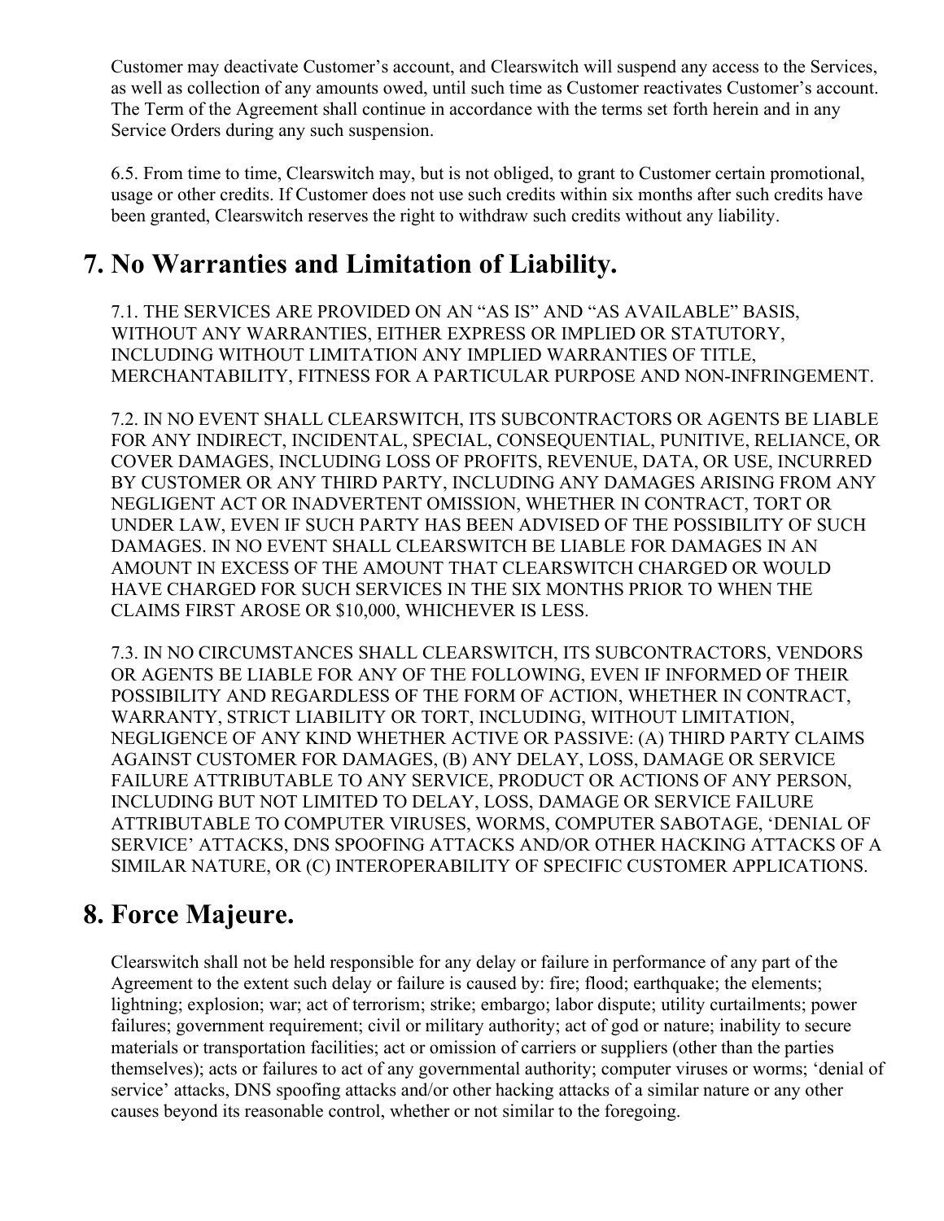Customer may deactivate Customer's account, and Clearswitch will suspend any access to the Services, as well as collection of any amounts owed, until such time as Customer reactivates Customer's account. The Term of the Agreement shall continue in accordance with the terms set forth herein and in any Service Orders during any such suspension.

6.5. From time to time, Clearswitch may, but is not obliged, to grant to Customer certain promotional, usage or other credits. If Customer does not use such credits within six months after such credits have been granted, Clearswitch reserves the right to withdraw such credits without any liability.

# 7. No Warranties and Limitation of Liability.

7.1. THE SERVICES ARE PROVIDED ON AN "AS IS" AND "AS AVAILABLE" BASIS, WITHOUT ANY WARRANTIES, EITHER EXPRESS OR IMPLIED OR STATUTORY, INCLUDING WITHOUT LIMITATION ANY IMPLIED WARRANTIES OF TITLE, MERCHANTABILITY, FITNESS FOR A PARTICULAR PURPOSE AND NON-INFRINGEMENT.

7.2. IN NO EVENT SHALL CLEARSWITCH, ITS SUBCONTRACTORS OR AGENTS BE LIABLE FOR ANY INDIRECT, INCIDENTAL, SPECIAL, CONSEQUENTIAL, PUNITIVE, RELIANCE, OR COVER DAMAGES, INCLUDING LOSS OF PROFITS, REVENUE, DATA, OR USE, INCURRED BY CUSTOMER OR ANY THIRD PARTY, INCLUDING ANY DAMAGES ARISING FROM ANY NEGLIGENT ACT OR INADVERTENT OMISSION, WHETHER IN CONTRACT, TORT OR UNDER LAW, EVEN IF SUCH PARTY HAS BEEN ADVISED OF THE POSSIBILITY OF SUCH DAMAGES. IN NO EVENT SHALL CLEARSWITCH BE LIABLE FOR DAMAGES IN AN AMOUNT IN EXCESS OF THE AMOUNT THAT CLEARSWITCH CHARGED OR WOULD HAVE CHARGED FOR SUCH SERVICES IN THE SIX MONTHS PRIOR TO WHEN THE CLAIMS FIRST AROSE OR $10,000, WHICHEVER IS LESS.

7.3. IN NO CIRCUMSTANCES SHALL CLEARSWITCH, ITS SUBCONTRACTORS, VENDORS OR AGENTS BE LIABLE FOR ANY OF THE FOLLOWING, EVEN IF INFORMED OF THEIR POSSIBILITY AND REGARDLESS OF THE FORM OF ACTION, WHETHER IN CONTRACT, WARRANTY, STRICT LIABILITY OR TORT, INCLUDING, WITHOUT LIMITATION, NEGLIGENCE OF ANY KIND WHETHER ACTIVE OR PASSIVE: (A) THIRD PARTY CLAIMS AGAINST CUSTOMER FOR DAMAGES, (B) ANY DELAY, LOSS, DAMAGE OR SERVICE FAILURE ATTRIBUTABLE TO ANY SERVICE, PRODUCT OR ACTIONS OF ANY PERSON, INCLUDING BUT NOT LIMITED TO DELAY, LOSS, DAMAGE OR SERVICE FAILURE ATTRIBUTABLE TO COMPUTER VIRUSES, WORMS, COMPUTER SABOTAGE, 'DENIAL OF SERVICE' ATTACKS, DNS SPOOFING ATTACKS AND/OR OTHER HACKING ATTACKS OF A SIMILAR NATURE, OR (C) INTEROPERABILITY OF SPECIFIC CUSTOMER APPLICATIONS.

# 8. Force Majeure.

Clearswitch shall not be held responsible for any delay or failure in performance of any part of the Agreement to the extent such delay or failure is caused by: fire; flood; earthquake; the elements; lightning; explosion; war; act of terrorism; strike; embargo; labor dispute; utility curtailments; power failures; government requirement; civil or military authority; act of god or nature; inability to secure materials or transportation facilities; act or omission of carriers or suppliers (other than the parties themselves); acts or failures to act of any governmental authority; computer viruses or worms; 'denial of service' attacks, DNS spoofing attacks and/or other hacking attacks of a similar nature or any other causes beyond its reasonable control, whether or not similar to the foregoing.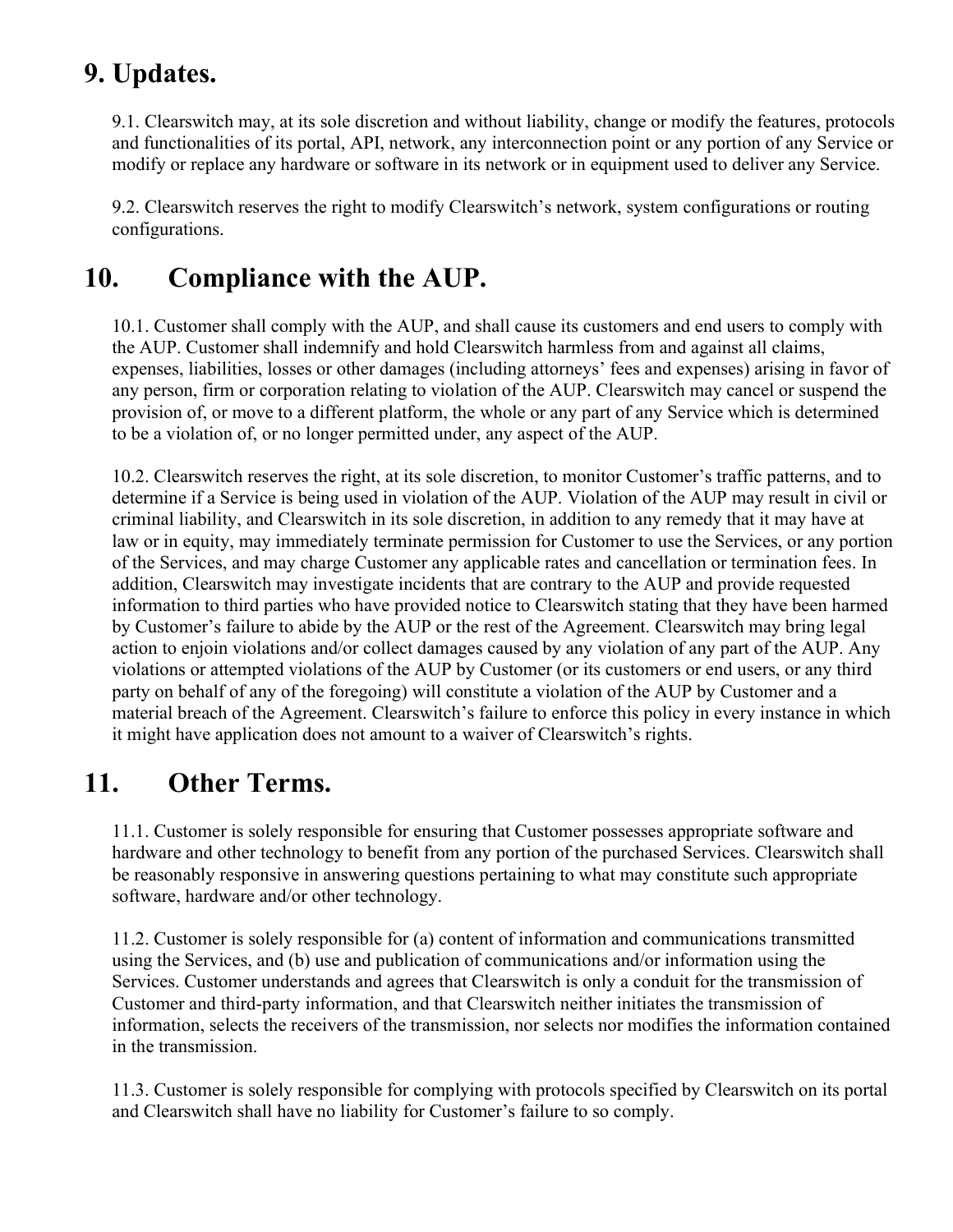# 9. Updates.

9.1. Clearswitch may, at its sole discretion and without liability, change or modify the features, protocols and functionalities of its portal, API, network, any interconnection point or any portion of any Service or modify or replace any hardware or software in its network or in equipment used to deliver any Service.

9.2. Clearswitch reserves the right to modify Clearswitch's network, system configurations or routing configurations.

# 10. Compliance with the AUP.

10.1. Customer shall comply with the AUP, and shall cause its customers and end users to comply with the AUP. Customer shall indemnify and hold Clearswitch harmless from and against all claims, expenses, liabilities, losses or other damages (including attorneys' fees and expenses) arising in favor of any person, firm or corporation relating to violation of the AUP. Clearswitch may cancel or suspend the provision of, or move to a different platform, the whole or any part of any Service which is determined to be a violation of, or no longer permitted under, any aspect of the AUP.

10.2. Clearswitch reserves the right, at its sole discretion, to monitor Customer's traffic patterns, and to determine if a Service is being used in violation of the AUP. Violation of the AUP may result in civil or criminal liability, and Clearswitch in its sole discretion, in addition to any remedy that it may have at law or in equity, may immediately terminate permission for Customer to use the Services, or any portion of the Services, and may charge Customer any applicable rates and cancellation or termination fees. In addition, Clearswitch may investigate incidents that are contrary to the AUP and provide requested information to third parties who have provided notice to Clearswitch stating that they have been harmed by Customer's failure to abide by the AUP or the rest of the Agreement. Clearswitch may bring legal action to enjoin violations and/or collect damages caused by any violation of any part of the AUP. Any violations or attempted violations of the AUP by Customer (or its customers or end users, or any third party on behalf of any of the foregoing) will constitute a violation of the AUP by Customer and a material breach of the Agreement. Clearswitch's failure to enforce this policy in every instance in which it might have application does not amount to a waiver of Clearswitch's rights.

# 11. Other Terms.

11.1. Customer is solely responsible for ensuring that Customer possesses appropriate software and hardware and other technology to benefit from any portion of the purchased Services. Clearswitch shall be reasonably responsive in answering questions pertaining to what may constitute such appropriate software, hardware and/or other technology.

11.2. Customer is solely responsible for (a) content of information and communications transmitted using the Services, and (b) use and publication of communications and/or information using the Services. Customer understands and agrees that Clearswitch is only a conduit for the transmission of Customer and third-party information, and that Clearswitch neither initiates the transmission of information, selects the receivers of the transmission, nor selects nor modifies the information contained in the transmission.

11.3. Customer is solely responsible for complying with protocols specified by Clearswitch on its portal and Clearswitch shall have no liability for Customer's failure to so comply.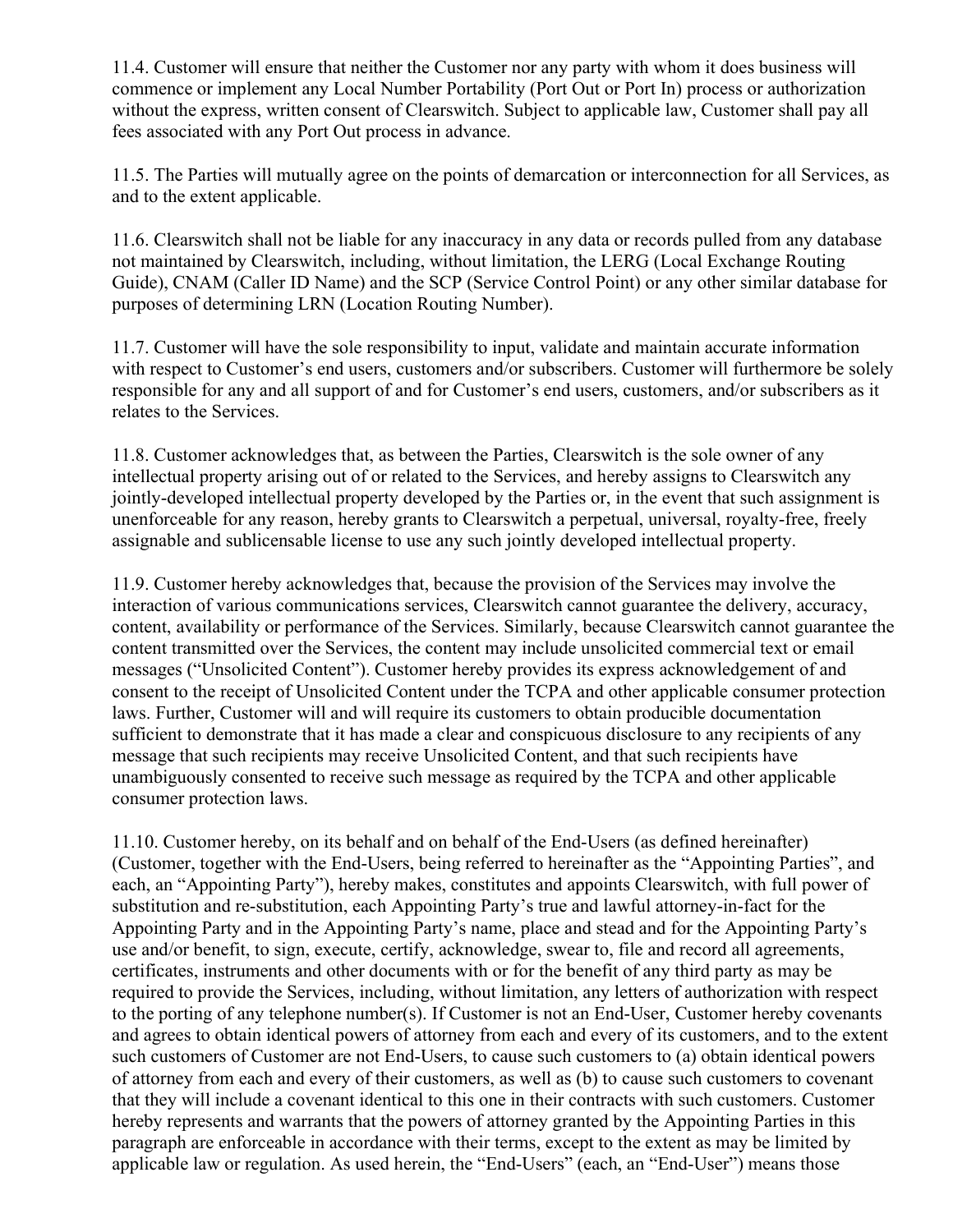11.4. Customer will ensure that neither the Customer nor any party with whom it does business will commence or implement any Local Number Portability (Port Out or Port In) process or authorization without the express, written consent of Clearswitch. Subject to applicable law, Customer shall pay all fees associated with any Port Out process in advance.

11.5. The Parties will mutually agree on the points of demarcation or interconnection for all Services, as and to the extent applicable.

11.6. Clearswitch shall not be liable for any inaccuracy in any data or records pulled from any database not maintained by Clearswitch, including, without limitation, the LERG (Local Exchange Routing Guide), CNAM (Caller ID Name) and the SCP (Service Control Point) or any other similar database for purposes of determining LRN (Location Routing Number).

11.7. Customer will have the sole responsibility to input, validate and maintain accurate information with respect to Customer's end users, customers and/or subscribers. Customer will furthermore be solely responsible for any and all support of and for Customer's end users, customers, and/or subscribers as it relates to the Services.

11.8. Customer acknowledges that, as between the Parties, Clearswitch is the sole owner of any intellectual property arising out of or related to the Services, and hereby assigns to Clearswitch any jointly-developed intellectual property developed by the Parties or, in the event that such assignment is unenforceable for any reason, hereby grants to Clearswitch a perpetual, universal, royalty-free, freely assignable and sublicensable license to use any such jointly developed intellectual property.

11.9. Customer hereby acknowledges that, because the provision of the Services may involve the interaction of various communications services, Clearswitch cannot guarantee the delivery, accuracy, content, availability or performance of the Services. Similarly, because Clearswitch cannot guarantee the content transmitted over the Services, the content may include unsolicited commercial text or email messages ("Unsolicited Content"). Customer hereby provides its express acknowledgement of and consent to the receipt of Unsolicited Content under the TCPA and other applicable consumer protection laws. Further, Customer will and will require its customers to obtain producible documentation sufficient to demonstrate that it has made a clear and conspicuous disclosure to any recipients of any message that such recipients may receive Unsolicited Content, and that such recipients have unambiguously consented to receive such message as required by the TCPA and other applicable consumer protection laws.

11.10. Customer hereby, on its behalf and on behalf of the End-Users (as defined hereinafter) (Customer, together with the End-Users, being referred to hereinafter as the "Appointing Parties", and each, an "Appointing Party"), hereby makes, constitutes and appoints Clearswitch, with full power of substitution and re-substitution, each Appointing Party's true and lawful attorney-in-fact for the Appointing Party and in the Appointing Party's name, place and stead and for the Appointing Party's use and/or benefit, to sign, execute, certify, acknowledge, swear to, file and record all agreements, certificates, instruments and other documents with or for the benefit of any third party as may be required to provide the Services, including, without limitation, any letters of authorization with respect to the porting of any telephone number(s). If Customer is not an End-User, Customer hereby covenants and agrees to obtain identical powers of attorney from each and every of its customers, and to the extent such customers of Customer are not End-Users, to cause such customers to (a) obtain identical powers of attorney from each and every of their customers, as well as (b) to cause such customers to covenant that they will include a covenant identical to this one in their contracts with such customers. Customer hereby represents and warrants that the powers of attorney granted by the Appointing Parties in this paragraph are enforceable in accordance with their terms, except to the extent as may be limited by applicable law or regulation. As used herein, the "End-Users" (each, an "End-User") means those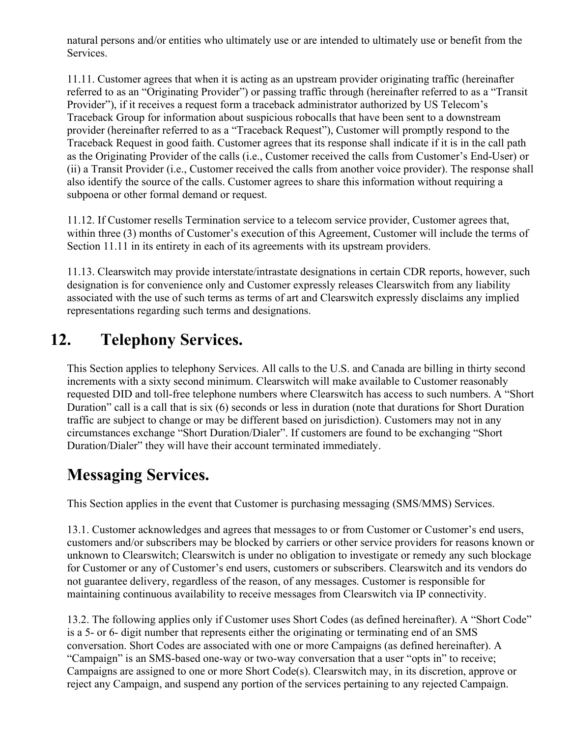natural persons and/or entities who ultimately use or are intended to ultimately use or benefit from the Services.

11.11. Customer agrees that when it is acting as an upstream provider originating traffic (hereinafter referred to as an "Originating Provider") or passing traffic through (hereinafter referred to as a "Transit Provider"), if it receives a request form a traceback administrator authorized by US Telecom's Traceback Group for information about suspicious robocalls that have been sent to a downstream provider (hereinafter referred to as a "Traceback Request"), Customer will promptly respond to the Traceback Request in good faith. Customer agrees that its response shall indicate if it is in the call path as the Originating Provider of the calls (i.e., Customer received the calls from Customer's End-User) or (ii) a Transit Provider (i.e., Customer received the calls from another voice provider). The response shall also identify the source of the calls. Customer agrees to share this information without requiring a subpoena or other formal demand or request.

11.12. If Customer resells Termination service to a telecom service provider, Customer agrees that, within three (3) months of Customer's execution of this Agreement, Customer will include the terms of Section 11.11 in its entirety in each of its agreements with its upstream providers.

11.13. Clearswitch may provide interstate/intrastate designations in certain CDR reports, however, such designation is for convenience only and Customer expressly releases Clearswitch from any liability associated with the use of such terms as terms of art and Clearswitch expressly disclaims any implied representations regarding such terms and designations.

## 12. Telephony Services.

This Section applies to telephony Services. All calls to the U.S. and Canada are billing in thirty second increments with a sixty second minimum. Clearswitch will make available to Customer reasonably requested DID and toll-free telephone numbers where Clearswitch has access to such numbers. A "Short Duration" call is a call that is six (6) seconds or less in duration (note that durations for Short Duration traffic are subject to change or may be different based on jurisdiction). Customers may not in any circumstances exchange "Short Duration/Dialer". If customers are found to be exchanging "Short Duration/Dialer" they will have their account terminated immediately.

## Messaging Services.

This Section applies in the event that Customer is purchasing messaging (SMS/MMS) Services.

13.1. Customer acknowledges and agrees that messages to or from Customer or Customer's end users, customers and/or subscribers may be blocked by carriers or other service providers for reasons known or unknown to Clearswitch; Clearswitch is under no obligation to investigate or remedy any such blockage for Customer or any of Customer's end users, customers or subscribers. Clearswitch and its vendors do not guarantee delivery, regardless of the reason, of any messages. Customer is responsible for maintaining continuous availability to receive messages from Clearswitch via IP connectivity.

13.2. The following applies only if Customer uses Short Codes (as defined hereinafter). A "Short Code" is a 5- or 6- digit number that represents either the originating or terminating end of an SMS conversation. Short Codes are associated with one or more Campaigns (as defined hereinafter). A "Campaign" is an SMS-based one-way or two-way conversation that a user "opts in" to receive; Campaigns are assigned to one or more Short Code(s). Clearswitch may, in its discretion, approve or reject any Campaign, and suspend any portion of the services pertaining to any rejected Campaign.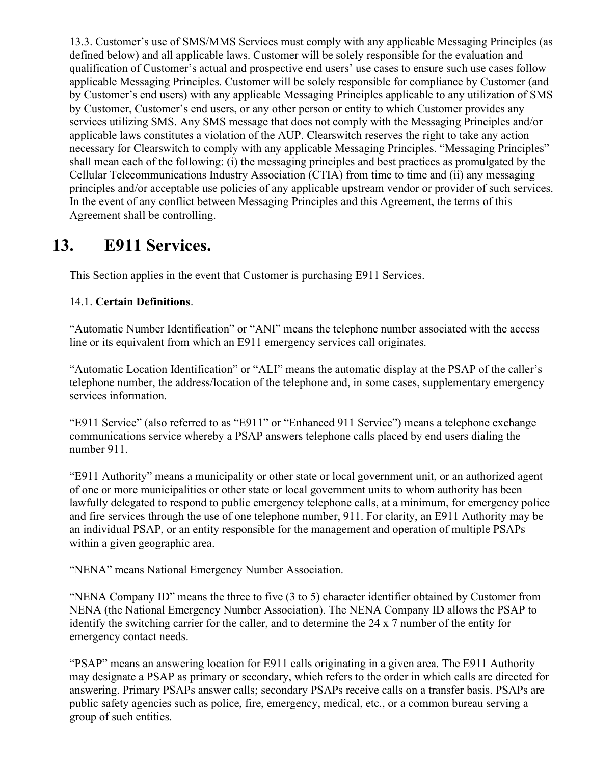13.3. Customer's use of SMS/MMS Services must comply with any applicable Messaging Principles (as defined below) and all applicable laws. Customer will be solely responsible for the evaluation and qualification of Customer's actual and prospective end users' use cases to ensure such use cases follow applicable Messaging Principles. Customer will be solely responsible for compliance by Customer (and by Customer's end users) with any applicable Messaging Principles applicable to any utilization of SMS by Customer, Customer's end users, or any other person or entity to which Customer provides any services utilizing SMS. Any SMS message that does not comply with the Messaging Principles and/or applicable laws constitutes a violation of the AUP. Clearswitch reserves the right to take any action necessary for Clearswitch to comply with any applicable Messaging Principles. "Messaging Principles" shall mean each of the following: (i) the messaging principles and best practices as promulgated by the Cellular Telecommunications Industry Association (CTIA) from time to time and (ii) any messaging principles and/or acceptable use policies of any applicable upstream vendor or provider of such services. In the event of any conflict between Messaging Principles and this Agreement, the terms of this Agreement shall be controlling.

# 13. E911 Services.

This Section applies in the event that Customer is purchasing E911 Services.

14.1. **Certain Definitions**.

"Automatic Number Identification" or "ANI" means the telephone number associated with the access line or its equivalent from which an E911 emergency services call originates.

"Automatic Location Identification" or "ALI" means the automatic display at the PSAP of the caller's telephone number, the address/location of the telephone and, in some cases, supplementary emergency services information.

"E911 Service" (also referred to as "E911" or "Enhanced 911 Service") means a telephone exchange communications service whereby a PSAP answers telephone calls placed by end users dialing the number 911.

"E911 Authority" means a municipality or other state or local government unit, or an authorized agent of one or more municipalities or other state or local government units to whom authority has been lawfully delegated to respond to public emergency telephone calls, at a minimum, for emergency police and fire services through the use of one telephone number, 911. For clarity, an E911 Authority may be an individual PSAP, or an entity responsible for the management and operation of multiple PSAPs within a given geographic area.

"NENA" means National Emergency Number Association.

"NENA Company ID" means the three to five (3 to 5) character identifier obtained by Customer from NENA (the National Emergency Number Association). The NENA Company ID allows the PSAP to identify the switching carrier for the caller, and to determine the 24 x 7 number of the entity for emergency contact needs.

"PSAP" means an answering location for E911 calls originating in a given area. The E911 Authority may designate a PSAP as primary or secondary, which refers to the order in which calls are directed for answering. Primary PSAPs answer calls; secondary PSAPs receive calls on a transfer basis. PSAPs are public safety agencies such as police, fire, emergency, medical, etc., or a common bureau serving a group of such entities.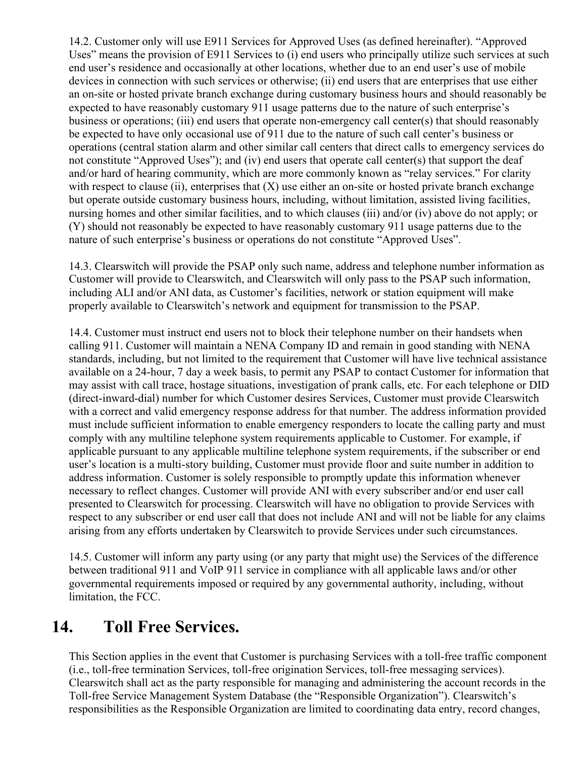14.2. Customer only will use E911 Services for Approved Uses (as defined hereinafter). "Approved Uses" means the provision of E911 Services to (i) end users who principally utilize such services at such end user's residence and occasionally at other locations, whether due to an end user's use of mobile devices in connection with such services or otherwise; (ii) end users that are enterprises that use either an on-site or hosted private branch exchange during customary business hours and should reasonably be expected to have reasonably customary 911 usage patterns due to the nature of such enterprise's business or operations; (iii) end users that operate non-emergency call center(s) that should reasonably be expected to have only occasional use of 911 due to the nature of such call center's business or operations (central station alarm and other similar call centers that direct calls to emergency services do not constitute "Approved Uses"); and (iv) end users that operate call center(s) that support the deaf and/or hard of hearing community, which are more commonly known as "relay services." For clarity with respect to clause (ii), enterprises that (X) use either an on-site or hosted private branch exchange but operate outside customary business hours, including, without limitation, assisted living facilities, nursing homes and other similar facilities, and to which clauses (iii) and/or (iv) above do not apply; or (Y) should not reasonably be expected to have reasonably customary 911 usage patterns due to the nature of such enterprise's business or operations do not constitute "Approved Uses".

14.3. Clearswitch will provide the PSAP only such name, address and telephone number information as Customer will provide to Clearswitch, and Clearswitch will only pass to the PSAP such information, including ALI and/or ANI data, as Customer's facilities, network or station equipment will make properly available to Clearswitch's network and equipment for transmission to the PSAP.

14.4. Customer must instruct end users not to block their telephone number on their handsets when calling 911. Customer will maintain a NENA Company ID and remain in good standing with NENA standards, including, but not limited to the requirement that Customer will have live technical assistance available on a 24-hour, 7 day a week basis, to permit any PSAP to contact Customer for information that may assist with call trace, hostage situations, investigation of prank calls, etc. For each telephone or DID (direct-inward-dial) number for which Customer desires Services, Customer must provide Clearswitch with a correct and valid emergency response address for that number. The address information provided must include sufficient information to enable emergency responders to locate the calling party and must comply with any multiline telephone system requirements applicable to Customer. For example, if applicable pursuant to any applicable multiline telephone system requirements, if the subscriber or end user's location is a multi-story building, Customer must provide floor and suite number in addition to address information. Customer is solely responsible to promptly update this information whenever necessary to reflect changes. Customer will provide ANI with every subscriber and/or end user call presented to Clearswitch for processing. Clearswitch will have no obligation to provide Services with respect to any subscriber or end user call that does not include ANI and will not be liable for any claims arising from any efforts undertaken by Clearswitch to provide Services under such circumstances.

14.5. Customer will inform any party using (or any party that might use) the Services of the difference between traditional 911 and VoIP 911 service in compliance with all applicable laws and/or other governmental requirements imposed or required by any governmental authority, including, without limitation, the FCC.

# 14. Toll Free Services.

This Section applies in the event that Customer is purchasing Services with a toll-free traffic component (i.e., toll-free termination Services, toll-free origination Services, toll-free messaging services). Clearswitch shall act as the party responsible for managing and administering the account records in the Toll-free Service Management System Database (the "Responsible Organization"). Clearswitch's responsibilities as the Responsible Organization are limited to coordinating data entry, record changes,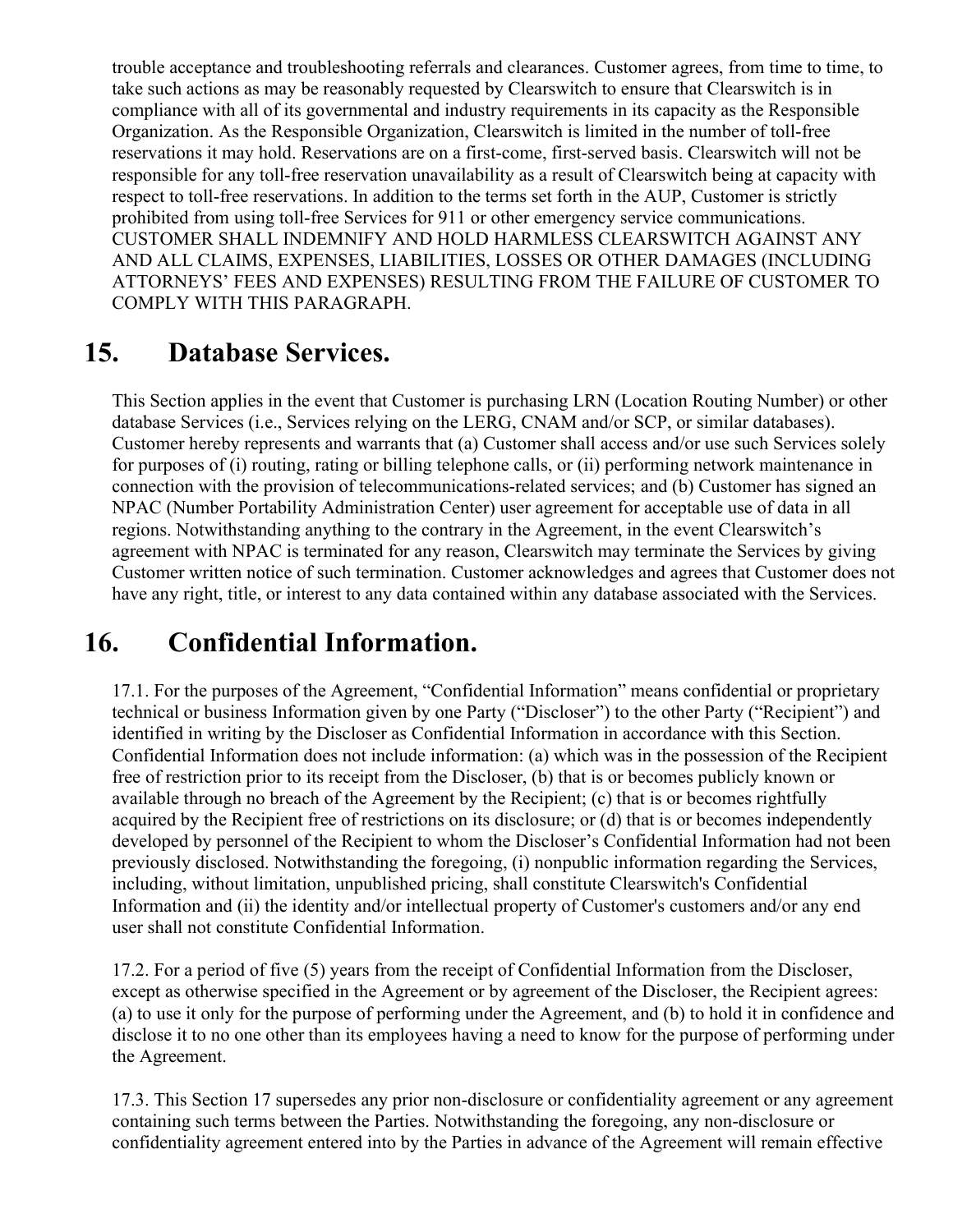trouble acceptance and troubleshooting referrals and clearances. Customer agrees, from time to time, to take such actions as may be reasonably requested by Clearswitch to ensure that Clearswitch is in compliance with all of its governmental and industry requirements in its capacity as the Responsible Organization. As the Responsible Organization, Clearswitch is limited in the number of toll-free reservations it may hold. Reservations are on a first-come, first-served basis. Clearswitch will not be responsible for any toll-free reservation unavailability as a result of Clearswitch being at capacity with respect to toll-free reservations. In addition to the terms set forth in the AUP, Customer is strictly prohibited from using toll-free Services for 911 or other emergency service communications. CUSTOMER SHALL INDEMNIFY AND HOLD HARMLESS CLEARSWITCH AGAINST ANY AND ALL CLAIMS, EXPENSES, LIABILITIES, LOSSES OR OTHER DAMAGES (INCLUDING ATTORNEYS' FEES AND EXPENSES) RESULTING FROM THE FAILURE OF CUSTOMER TO COMPLY WITH THIS PARAGRAPH.

# 15. Database Services.

This Section applies in the event that Customer is purchasing LRN (Location Routing Number) or other database Services (i.e., Services relying on the LERG, CNAM and/or SCP, or similar databases). Customer hereby represents and warrants that (a) Customer shall access and/or use such Services solely for purposes of (i) routing, rating or billing telephone calls, or (ii) performing network maintenance in connection with the provision of telecommunications-related services; and (b) Customer has signed an NPAC (Number Portability Administration Center) user agreement for acceptable use of data in all regions. Notwithstanding anything to the contrary in the Agreement, in the event Clearswitch's agreement with NPAC is terminated for any reason, Clearswitch may terminate the Services by giving Customer written notice of such termination. Customer acknowledges and agrees that Customer does not have any right, title, or interest to any data contained within any database associated with the Services.

# 16. Confidential Information.

17.1. For the purposes of the Agreement, "Confidential Information" means confidential or proprietary technical or business Information given by one Party ("Discloser") to the other Party ("Recipient") and identified in writing by the Discloser as Confidential Information in accordance with this Section. Confidential Information does not include information: (a) which was in the possession of the Recipient free of restriction prior to its receipt from the Discloser, (b) that is or becomes publicly known or available through no breach of the Agreement by the Recipient; (c) that is or becomes rightfully acquired by the Recipient free of restrictions on its disclosure; or (d) that is or becomes independently developed by personnel of the Recipient to whom the Discloser's Confidential Information had not been previously disclosed. Notwithstanding the foregoing, (i) nonpublic information regarding the Services, including, without limitation, unpublished pricing, shall constitute Clearswitch's Confidential Information and (ii) the identity and/or intellectual property of Customer's customers and/or any end user shall not constitute Confidential Information.

17.2. For a period of five (5) years from the receipt of Confidential Information from the Discloser, except as otherwise specified in the Agreement or by agreement of the Discloser, the Recipient agrees: (a) to use it only for the purpose of performing under the Agreement, and (b) to hold it in confidence and disclose it to no one other than its employees having a need to know for the purpose of performing under the Agreement.

17.3. This Section 17 supersedes any prior non-disclosure or confidentiality agreement or any agreement containing such terms between the Parties. Notwithstanding the foregoing, any non-disclosure or confidentiality agreement entered into by the Parties in advance of the Agreement will remain effective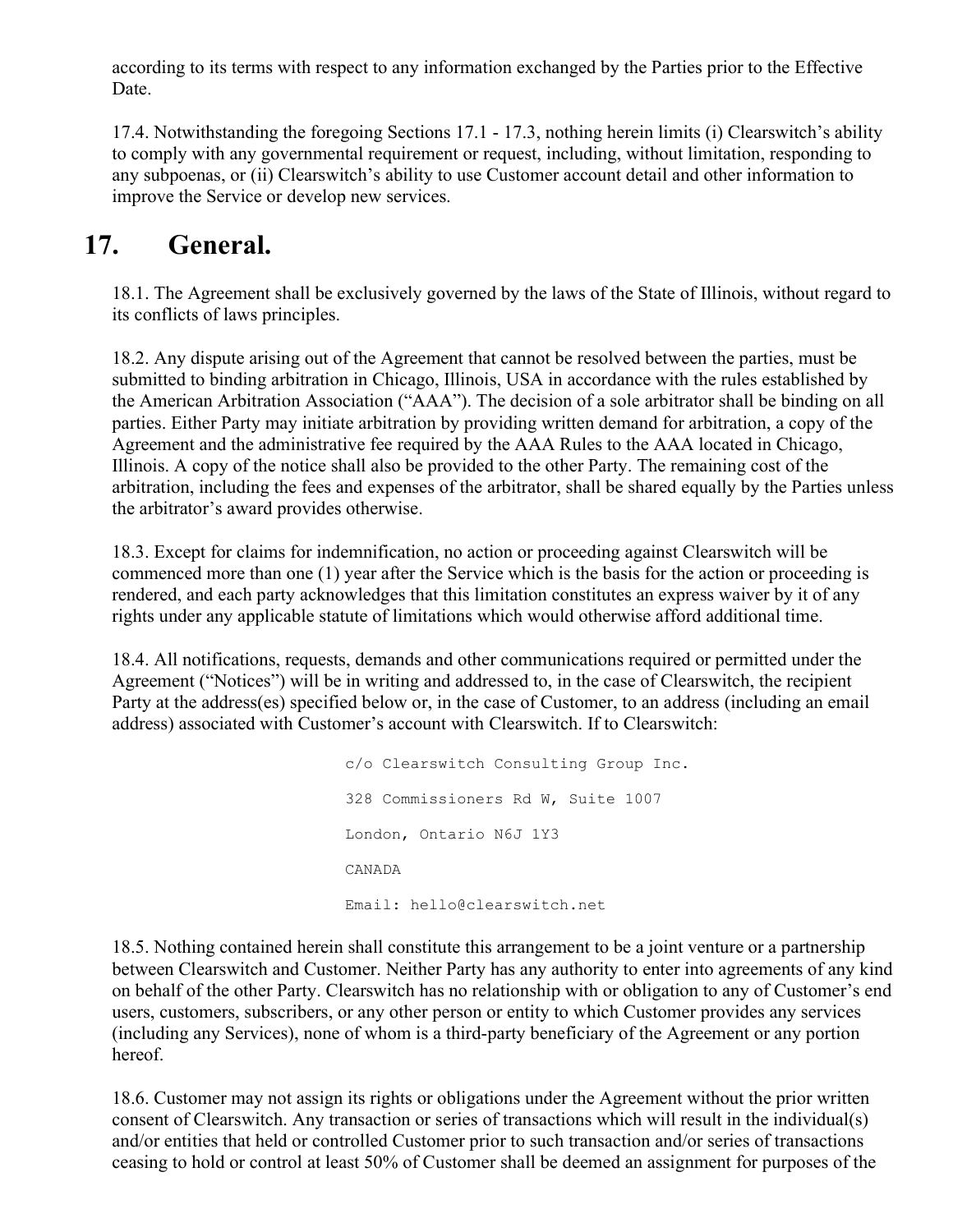according to its terms with respect to any information exchanged by the Parties prior to the Effective Date.

17.4. Notwithstanding the foregoing Sections 17.1 - 17.3, nothing herein limits (i) Clearswitch's ability to comply with any governmental requirement or request, including, without limitation, responding to any subpoenas, or (ii) Clearswitch's ability to use Customer account detail and other information to improve the Service or develop new services.

## 17. General.

18.1. The Agreement shall be exclusively governed by the laws of the State of Illinois, without regard to its conflicts of laws principles.

18.2. Any dispute arising out of the Agreement that cannot be resolved between the parties, must be submitted to binding arbitration in Chicago, Illinois, USA in accordance with the rules established by the American Arbitration Association ("AAA"). The decision of a sole arbitrator shall be binding on all parties. Either Party may initiate arbitration by providing written demand for arbitration, a copy of the Agreement and the administrative fee required by the AAA Rules to the AAA located in Chicago, Illinois. A copy of the notice shall also be provided to the other Party. The remaining cost of the arbitration, including the fees and expenses of the arbitrator, shall be shared equally by the Parties unless the arbitrator's award provides otherwise.

18.3. Except for claims for indemnification, no action or proceeding against Clearswitch will be commenced more than one (1) year after the Service which is the basis for the action or proceeding is rendered, and each party acknowledges that this limitation constitutes an express waiver by it of any rights under any applicable statute of limitations which would otherwise afford additional time.

18.4. All notifications, requests, demands and other communications required or permitted under the Agreement ("Notices") will be in writing and addressed to, in the case of Clearswitch, the recipient Party at the address(es) specified below or, in the case of Customer, to an address (including an email address) associated with Customer's account with Clearswitch. If to Clearswitch:

```
c/o Clearswitch Consulting Group Inc.

328 Commissioners Rd W, Suite 1007

London, Ontario N6J 1Y3

CANADA

Email: hello@clearswitch.net
```

18.5. Nothing contained herein shall constitute this arrangement to be a joint venture or a partnership between Clearswitch and Customer. Neither Party has any authority to enter into agreements of any kind on behalf of the other Party. Clearswitch has no relationship with or obligation to any of Customer's end users, customers, subscribers, or any other person or entity to which Customer provides any services (including any Services), none of whom is a third-party beneficiary of the Agreement or any portion hereof.

18.6. Customer may not assign its rights or obligations under the Agreement without the prior written consent of Clearswitch. Any transaction or series of transactions which will result in the individual(s) and/or entities that held or controlled Customer prior to such transaction and/or series of transactions ceasing to hold or control at least 50% of Customer shall be deemed an assignment for purposes of the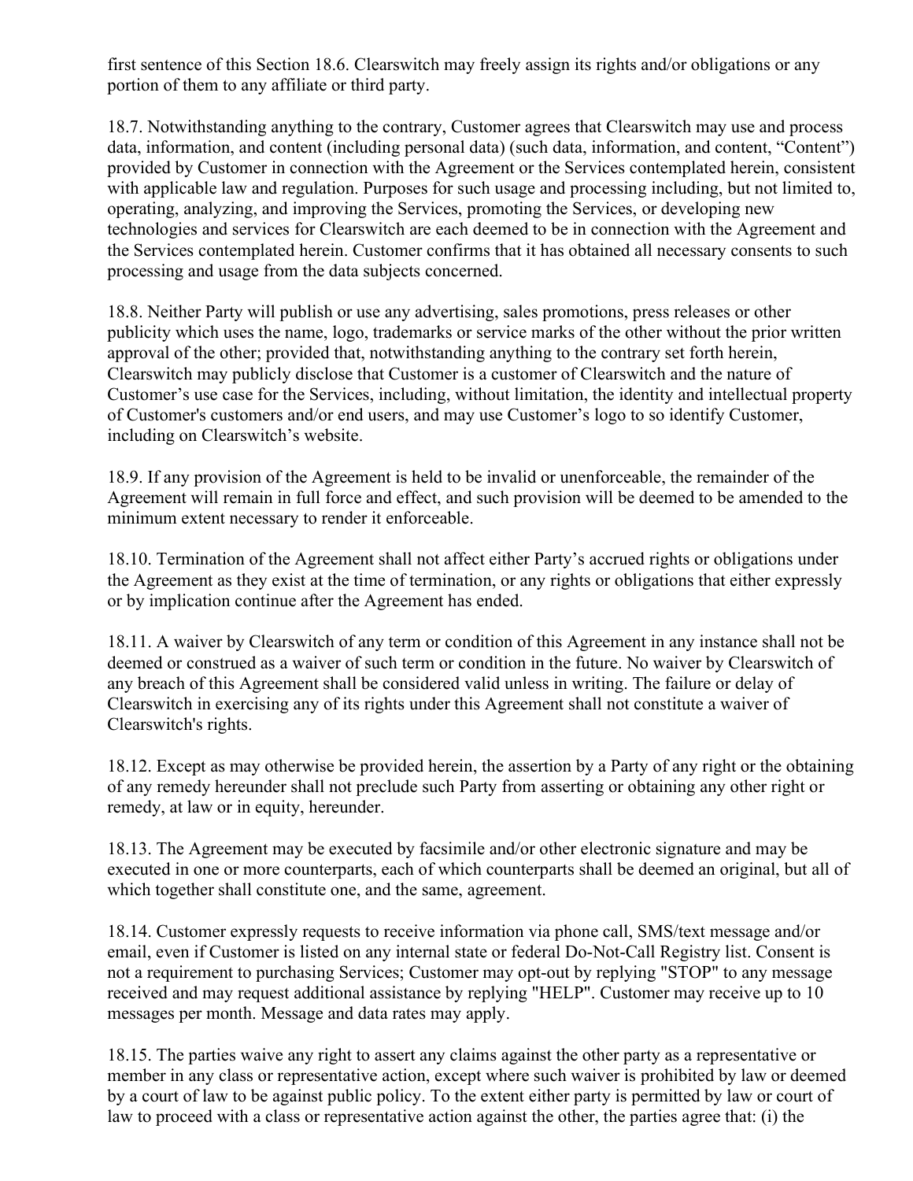first sentence of this Section 18.6. Clearswitch may freely assign its rights and/or obligations or any portion of them to any affiliate or third party.

18.7. Notwithstanding anything to the contrary, Customer agrees that Clearswitch may use and process data, information, and content (including personal data) (such data, information, and content, "Content") provided by Customer in connection with the Agreement or the Services contemplated herein, consistent with applicable law and regulation. Purposes for such usage and processing including, but not limited to, operating, analyzing, and improving the Services, promoting the Services, or developing new technologies and services for Clearswitch are each deemed to be in connection with the Agreement and the Services contemplated herein. Customer confirms that it has obtained all necessary consents to such processing and usage from the data subjects concerned.

18.8. Neither Party will publish or use any advertising, sales promotions, press releases or other publicity which uses the name, logo, trademarks or service marks of the other without the prior written approval of the other; provided that, notwithstanding anything to the contrary set forth herein, Clearswitch may publicly disclose that Customer is a customer of Clearswitch and the nature of Customer's use case for the Services, including, without limitation, the identity and intellectual property of Customer's customers and/or end users, and may use Customer's logo to so identify Customer, including on Clearswitch's website.

18.9. If any provision of the Agreement is held to be invalid or unenforceable, the remainder of the Agreement will remain in full force and effect, and such provision will be deemed to be amended to the minimum extent necessary to render it enforceable.

18.10. Termination of the Agreement shall not affect either Party's accrued rights or obligations under the Agreement as they exist at the time of termination, or any rights or obligations that either expressly or by implication continue after the Agreement has ended.

18.11. A waiver by Clearswitch of any term or condition of this Agreement in any instance shall not be deemed or construed as a waiver of such term or condition in the future. No waiver by Clearswitch of any breach of this Agreement shall be considered valid unless in writing. The failure or delay of Clearswitch in exercising any of its rights under this Agreement shall not constitute a waiver of Clearswitch's rights.

18.12. Except as may otherwise be provided herein, the assertion by a Party of any right or the obtaining of any remedy hereunder shall not preclude such Party from asserting or obtaining any other right or remedy, at law or in equity, hereunder.

18.13. The Agreement may be executed by facsimile and/or other electronic signature and may be executed in one or more counterparts, each of which counterparts shall be deemed an original, but all of which together shall constitute one, and the same, agreement.

18.14. Customer expressly requests to receive information via phone call, SMS/text message and/or email, even if Customer is listed on any internal state or federal Do-Not-Call Registry list. Consent is not a requirement to purchasing Services; Customer may opt-out by replying "STOP" to any message received and may request additional assistance by replying "HELP". Customer may receive up to 10 messages per month. Message and data rates may apply.

18.15. The parties waive any right to assert any claims against the other party as a representative or member in any class or representative action, except where such waiver is prohibited by law or deemed by a court of law to be against public policy. To the extent either party is permitted by law or court of law to proceed with a class or representative action against the other, the parties agree that: (i) the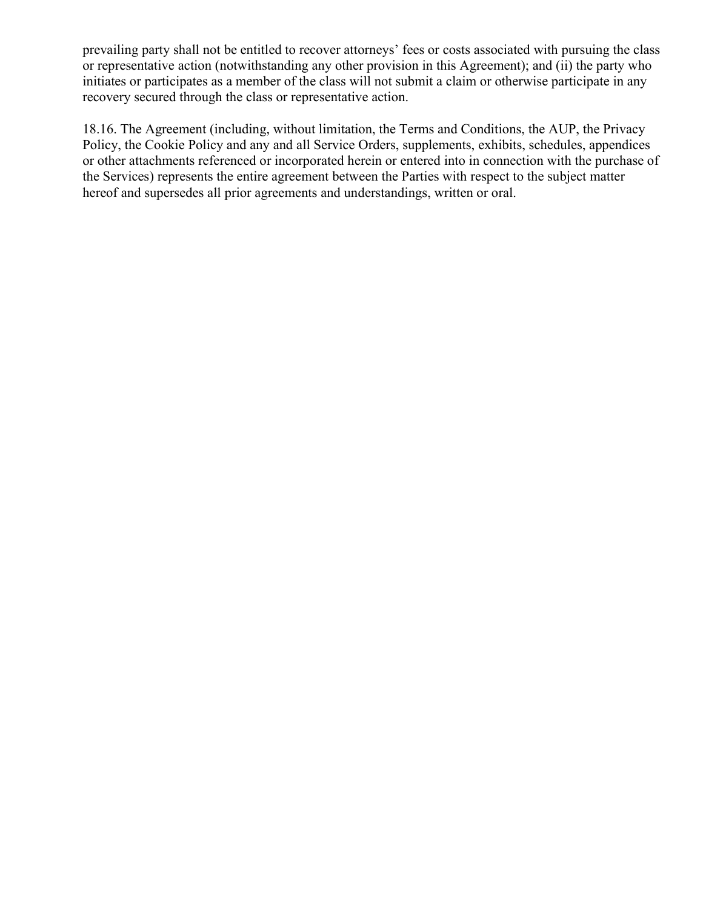prevailing party shall not be entitled to recover attorneys' fees or costs associated with pursuing the class or representative action (notwithstanding any other provision in this Agreement); and (ii) the party who initiates or participates as a member of the class will not submit a claim or otherwise participate in any recovery secured through the class or representative action.

18.16. The Agreement (including, without limitation, the Terms and Conditions, the AUP, the Privacy Policy, the Cookie Policy and any and all Service Orders, supplements, exhibits, schedules, appendices or other attachments referenced or incorporated herein or entered into in connection with the purchase of the Services) represents the entire agreement between the Parties with respect to the subject matter hereof and supersedes all prior agreements and understandings, written or oral.